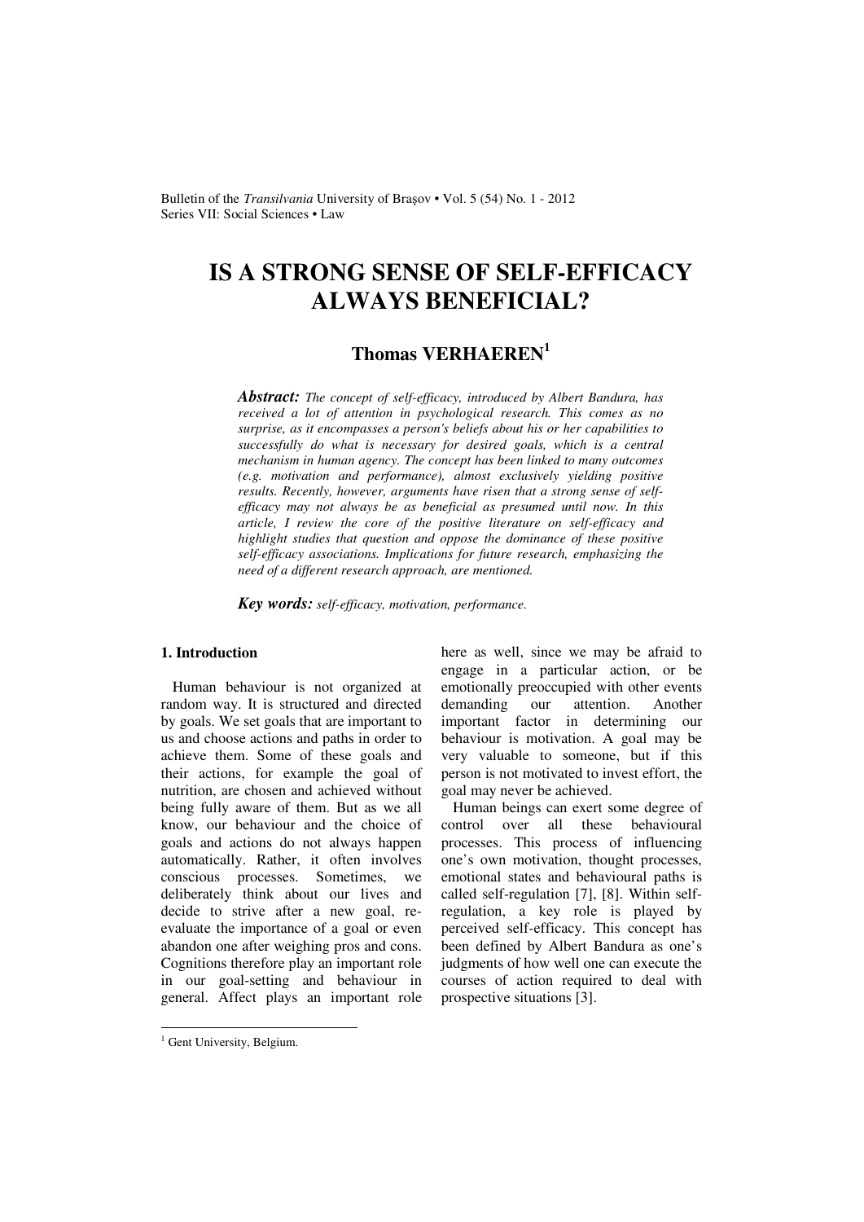# IS A STRONG SENSE OF SELF-EFFICACY ALWAYS BENEFICIAL?

## Thomas VERHAEREN[1]

***Abstract:*** *The concept of self-efficacy, introduced by Albert Bandura, has received a lot of attention in psychological research. This comes as no surprise, as it encompasses a person's beliefs about his or her capabilities to successfully do what is necessary for desired goals, which is a central mechanism in human agency. The concept has been linked to many outcomes (e.g. motivation and performance), almost exclusively yielding positive results. Recently, however, arguments have risen that a strong sense of self-efficacy may not always be as beneficial as presumed until now. In this article, I review the core of the positive literature on self-efficacy and highlight studies that question and oppose the dominance of these positive self-efficacy associations. Implications for future research, emphasizing the need of a different research approach, are mentioned.*

***Key words:*** *self-efficacy, motivation, performance.*

### 1. Introduction

Human behaviour is not organized at random way. It is structured and directed by goals. We set goals that are important to us and choose actions and paths in order to achieve them. Some of these goals and their actions, for example the goal of nutrition, are chosen and achieved without being fully aware of them. But as we all know, our behaviour and the choice of goals and actions do not always happen automatically. Rather, it often involves conscious processes. Sometimes, we deliberately think about our lives and decide to strive after a new goal, re-evaluate the importance of a goal or even abandon one after weighing pros and cons. Cognitions therefore play an important role in our goal-setting and behaviour in general. Affect plays an important role here as well, since we may be afraid to engage in a particular action, or be emotionally preoccupied with other events demanding our attention. Another important factor in determining our behaviour is motivation. A goal may be very valuable to someone, but if this person is not motivated to invest effort, the goal may never be achieved.

Human beings can exert some degree of control over all these behavioural processes. This process of influencing one's own motivation, thought processes, emotional states and behavioural paths is called self-regulation [7], [8]. Within self-regulation, a key role is played by perceived self-efficacy. This concept has been defined by Albert Bandura as one's judgments of how well one can execute the courses of action required to deal with prospective situations [3].

[1] Gent University, Belgium.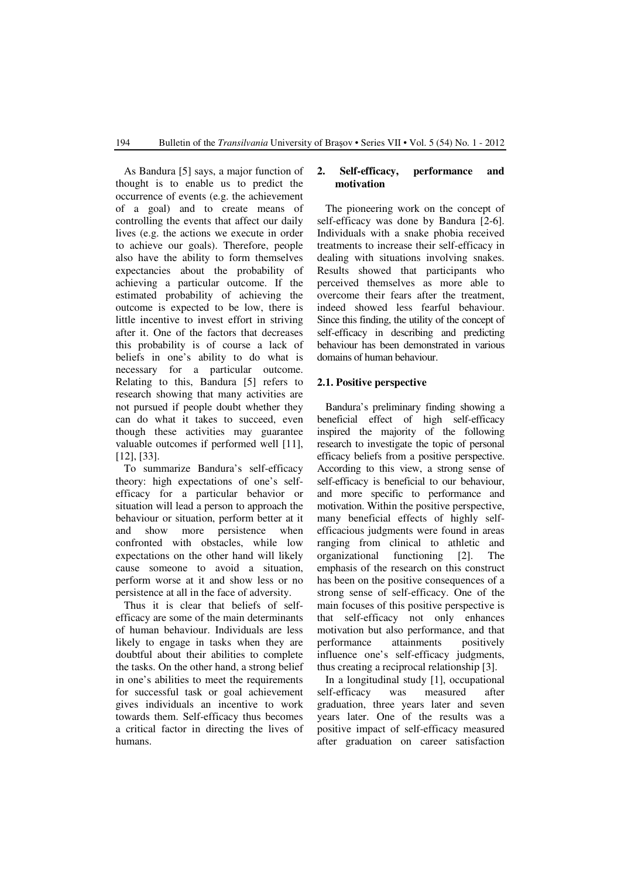As Bandura [5] says, a major function of thought is to enable us to predict the occurrence of events (e.g. the achievement of a goal) and to create means of controlling the events that affect our daily lives (e.g. the actions we execute in order to achieve our goals). Therefore, people also have the ability to form themselves expectancies about the probability of achieving a particular outcome. If the estimated probability of achieving the outcome is expected to be low, there is little incentive to invest effort in striving after it. One of the factors that decreases this probability is of course a lack of beliefs in one's ability to do what is necessary for a particular outcome. Relating to this, Bandura [5] refers to research showing that many activities are not pursued if people doubt whether they can do what it takes to succeed, even though these activities may guarantee valuable outcomes if performed well [11], [12], [33].

To summarize Bandura's self-efficacy theory: high expectations of one's self-efficacy for a particular behavior or situation will lead a person to approach the behaviour or situation, perform better at it and show more persistence when confronted with obstacles, while low expectations on the other hand will likely cause someone to avoid a situation, perform worse at it and show less or no persistence at all in the face of adversity.

Thus it is clear that beliefs of self-efficacy are some of the main determinants of human behaviour. Individuals are less likely to engage in tasks when they are doubtful about their abilities to complete the tasks. On the other hand, a strong belief in one's abilities to meet the requirements for successful task or goal achievement gives individuals an incentive to work towards them. Self-efficacy thus becomes a critical factor in directing the lives of humans.

## 2. Self-efficacy, performance and motivation

The pioneering work on the concept of self-efficacy was done by Bandura [2-6]. Individuals with a snake phobia received treatments to increase their self-efficacy in dealing with situations involving snakes. Results showed that participants who perceived themselves as more able to overcome their fears after the treatment, indeed showed less fearful behaviour. Since this finding, the utility of the concept of self-efficacy in describing and predicting behaviour has been demonstrated in various domains of human behaviour.

### 2.1. Positive perspective

Bandura's preliminary finding showing a beneficial effect of high self-efficacy inspired the majority of the following research to investigate the topic of personal efficacy beliefs from a positive perspective. According to this view, a strong sense of self-efficacy is beneficial to our behaviour, and more specific to performance and motivation. Within the positive perspective, many beneficial effects of highly self-efficacious judgments were found in areas ranging from clinical to athletic and organizational functioning [2]. The emphasis of the research on this construct has been on the positive consequences of a strong sense of self-efficacy. One of the main focuses of this positive perspective is that self-efficacy not only enhances motivation but also performance, and that performance attainments positively influence one's self-efficacy judgments, thus creating a reciprocal relationship [3].

In a longitudinal study [1], occupational self-efficacy was measured after graduation, three years later and seven years later. One of the results was a positive impact of self-efficacy measured after graduation on career satisfaction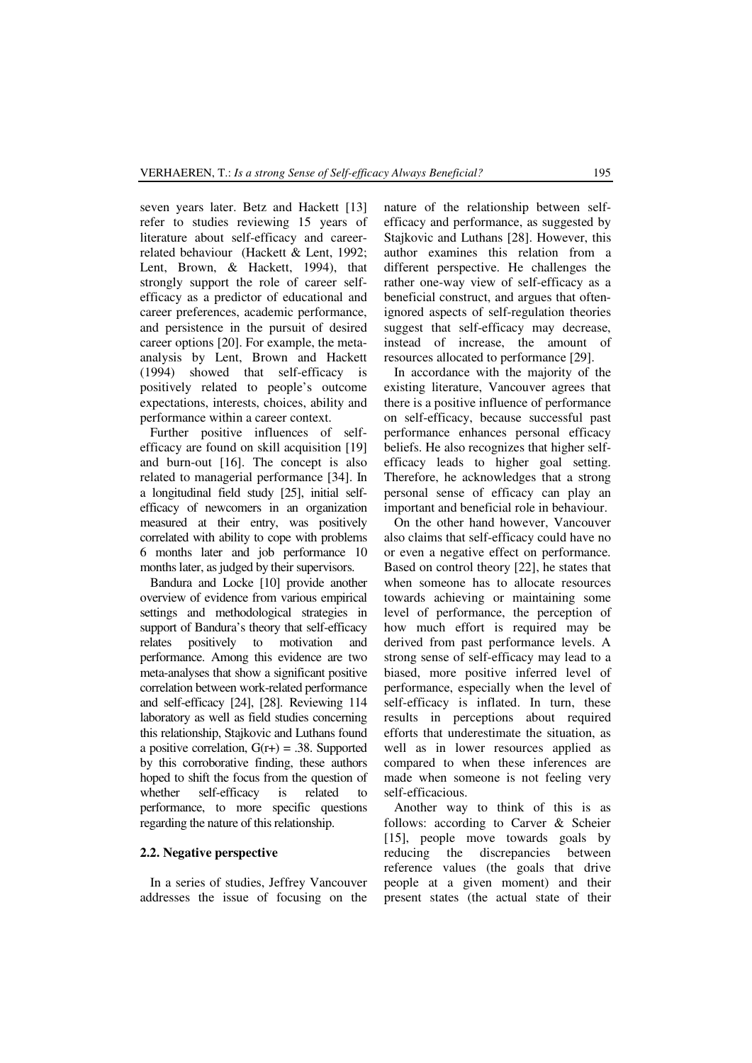seven years later. Betz and Hackett [13] refer to studies reviewing 15 years of literature about self-efficacy and career-related behaviour (Hackett & Lent, 1992; Lent, Brown, & Hackett, 1994), that strongly support the role of career self-efficacy as a predictor of educational and career preferences, academic performance, and persistence in the pursuit of desired career options [20]. For example, the meta-analysis by Lent, Brown and Hackett (1994) showed that self-efficacy is positively related to people's outcome expectations, interests, choices, ability and performance within a career context.

Further positive influences of self-efficacy are found on skill acquisition [19] and burn-out [16]. The concept is also related to managerial performance [34]. In a longitudinal field study [25], initial self-efficacy of newcomers in an organization measured at their entry, was positively correlated with ability to cope with problems 6 months later and job performance 10 months later, as judged by their supervisors.

Bandura and Locke [10] provide another overview of evidence from various empirical settings and methodological strategies in support of Bandura's theory that self-efficacy relates positively to motivation and performance. Among this evidence are two meta-analyses that show a significant positive correlation between work-related performance and self-efficacy [24], [28]. Reviewing 114 laboratory as well as field studies concerning this relationship, Stajkovic and Luthans found a positive correlation, $G(r+) = .38$. Supported by this corroborative finding, these authors hoped to shift the focus from the question of whether self-efficacy is related to performance, to more specific questions regarding the nature of this relationship.

### 2.2. Negative perspective

In a series of studies, Jeffrey Vancouver addresses the issue of focusing on the nature of the relationship between self-efficacy and performance, as suggested by Stajkovic and Luthans [28]. However, this author examines this relation from a different perspective. He challenges the rather one-way view of self-efficacy as a beneficial construct, and argues that often-ignored aspects of self-regulation theories suggest that self-efficacy may decrease, instead of increase, the amount of resources allocated to performance [29].

In accordance with the majority of the existing literature, Vancouver agrees that there is a positive influence of performance on self-efficacy, because successful past performance enhances personal efficacy beliefs. He also recognizes that higher self-efficacy leads to higher goal setting. Therefore, he acknowledges that a strong personal sense of efficacy can play an important and beneficial role in behaviour.

On the other hand however, Vancouver also claims that self-efficacy could have no or even a negative effect on performance. Based on control theory [22], he states that when someone has to allocate resources towards achieving or maintaining some level of performance, the perception of how much effort is required may be derived from past performance levels. A strong sense of self-efficacy may lead to a biased, more positive inferred level of performance, especially when the level of self-efficacy is inflated. In turn, these results in perceptions about required efforts that underestimate the situation, as well as in lower resources applied as compared to when these inferences are made when someone is not feeling very self-efficacious.

Another way to think of this is as follows: according to Carver & Scheier [15], people move towards goals by reducing the discrepancies between reference values (the goals that drive people at a given moment) and their present states (the actual state of their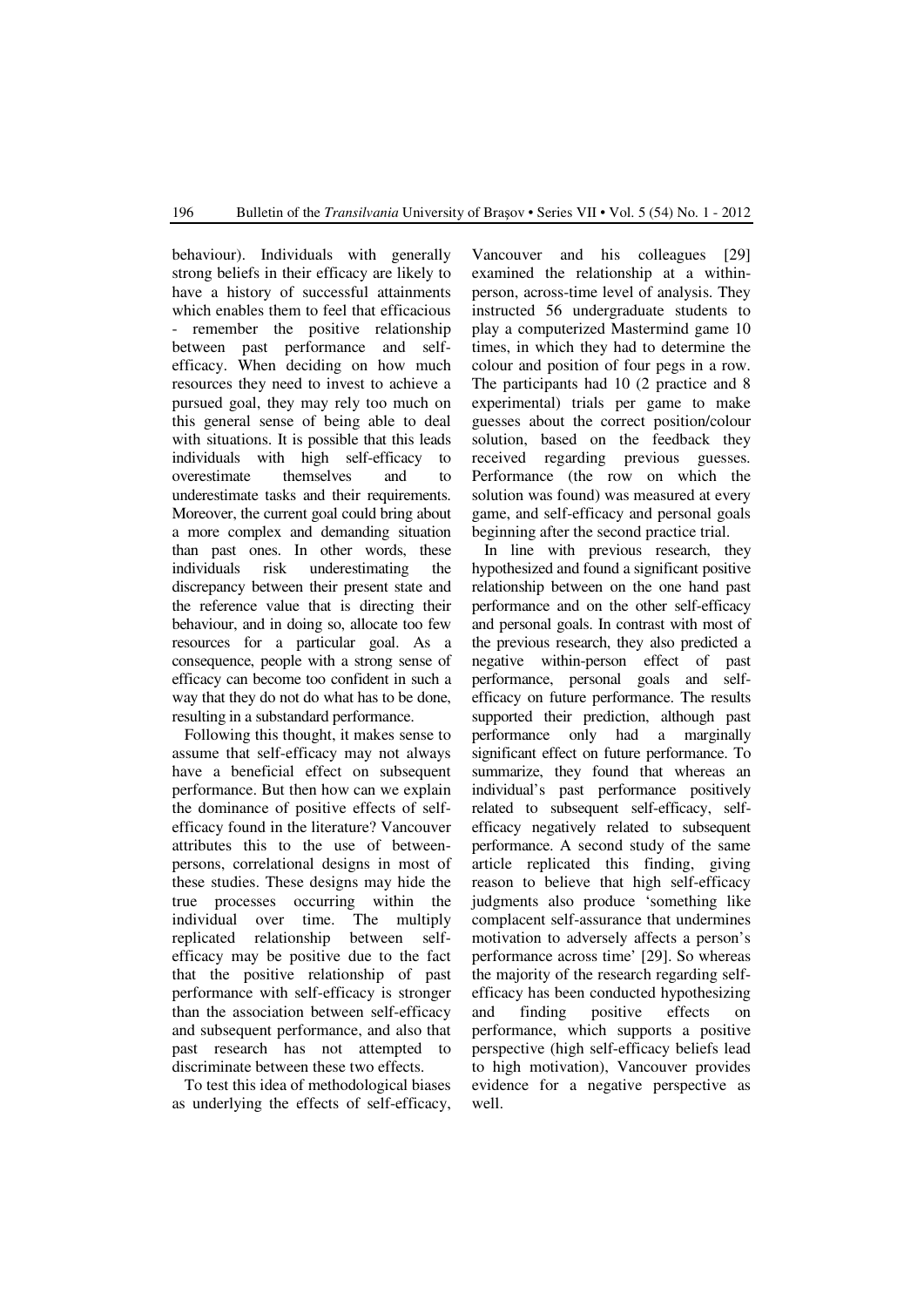behaviour). Individuals with generally strong beliefs in their efficacy are likely to have a history of successful attainments which enables them to feel that efficacious - remember the positive relationship between past performance and self-efficacy. When deciding on how much resources they need to invest to achieve a pursued goal, they may rely too much on this general sense of being able to deal with situations. It is possible that this leads individuals with high self-efficacy to overestimate themselves and to underestimate tasks and their requirements. Moreover, the current goal could bring about a more complex and demanding situation than past ones. In other words, these individuals risk underestimating the discrepancy between their present state and the reference value that is directing their behaviour, and in doing so, allocate too few resources for a particular goal. As a consequence, people with a strong sense of efficacy can become too confident in such a way that they do not do what has to be done, resulting in a substandard performance.

Following this thought, it makes sense to assume that self-efficacy may not always have a beneficial effect on subsequent performance. But then how can we explain the dominance of positive effects of self-efficacy found in the literature? Vancouver attributes this to the use of between-persons, correlational designs in most of these studies. These designs may hide the true processes occurring within the individual over time. The multiply replicated relationship between self-efficacy may be positive due to the fact that the positive relationship of past performance with self-efficacy is stronger than the association between self-efficacy and subsequent performance, and also that past research has not attempted to discriminate between these two effects.

To test this idea of methodological biases as underlying the effects of self-efficacy, Vancouver and his colleagues [29] examined the relationship at a within-person, across-time level of analysis. They instructed 56 undergraduate students to play a computerized Mastermind game 10 times, in which they had to determine the colour and position of four pegs in a row. The participants had 10 (2 practice and 8 experimental) trials per game to make guesses about the correct position/colour solution, based on the feedback they received regarding previous guesses. Performance (the row on which the solution was found) was measured at every game, and self-efficacy and personal goals beginning after the second practice trial.

In line with previous research, they hypothesized and found a significant positive relationship between on the one hand past performance and on the other self-efficacy and personal goals. In contrast with most of the previous research, they also predicted a negative within-person effect of past performance, personal goals and self-efficacy on future performance. The results supported their prediction, although past performance only had a marginally significant effect on future performance. To summarize, they found that whereas an individual's past performance positively related to subsequent self-efficacy, self-efficacy negatively related to subsequent performance. A second study of the same article replicated this finding, giving reason to believe that high self-efficacy judgments also produce 'something like complacent self-assurance that undermines motivation to adversely affects a person's performance across time' [29]. So whereas the majority of the research regarding self-efficacy has been conducted hypothesizing and finding positive effects on performance, which supports a positive perspective (high self-efficacy beliefs lead to high motivation), Vancouver provides evidence for a negative perspective as well.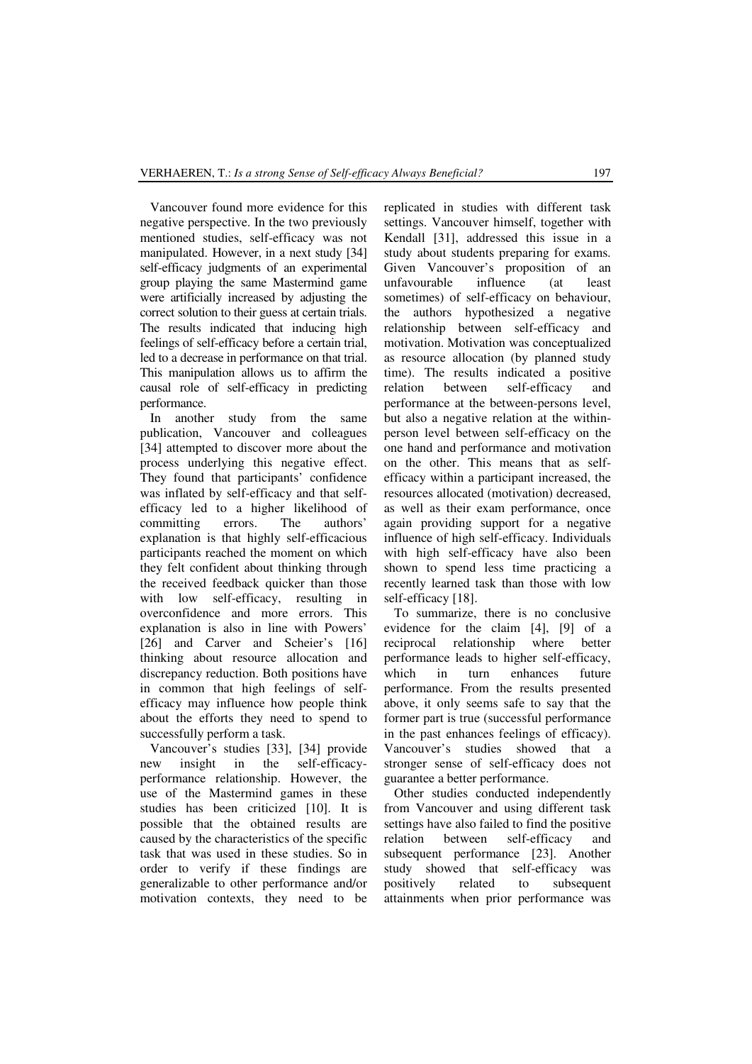Vancouver found more evidence for this negative perspective. In the two previously mentioned studies, self-efficacy was not manipulated. However, in a next study [34] self-efficacy judgments of an experimental group playing the same Mastermind game were artificially increased by adjusting the correct solution to their guess at certain trials. The results indicated that inducing high feelings of self-efficacy before a certain trial, led to a decrease in performance on that trial. This manipulation allows us to affirm the causal role of self-efficacy in predicting performance.

In another study from the same publication, Vancouver and colleagues [34] attempted to discover more about the process underlying this negative effect. They found that participants' confidence was inflated by self-efficacy and that self-efficacy led to a higher likelihood of committing errors. The authors' explanation is that highly self-efficacious participants reached the moment on which they felt confident about thinking through the received feedback quicker than those with low self-efficacy, resulting in overconfidence and more errors. This explanation is also in line with Powers' [26] and Carver and Scheier's [16] thinking about resource allocation and discrepancy reduction. Both positions have in common that high feelings of self-efficacy may influence how people think about the efforts they need to spend to successfully perform a task.

Vancouver's studies [33], [34] provide new insight in the self-efficacy-performance relationship. However, the use of the Mastermind games in these studies has been criticized [10]. It is possible that the obtained results are caused by the characteristics of the specific task that was used in these studies. So in order to verify if these findings are generalizable to other performance and/or motivation contexts, they need to be replicated in studies with different task settings. Vancouver himself, together with Kendall [31], addressed this issue in a study about students preparing for exams. Given Vancouver's proposition of an unfavourable influence (at least sometimes) of self-efficacy on behaviour, the authors hypothesized a negative relationship between self-efficacy and motivation. Motivation was conceptualized as resource allocation (by planned study time). The results indicated a positive relation between self-efficacy and performance at the between-persons level, but also a negative relation at the within-person level between self-efficacy on the one hand and performance and motivation on the other. This means that as self-efficacy within a participant increased, the resources allocated (motivation) decreased, as well as their exam performance, once again providing support for a negative influence of high self-efficacy. Individuals with high self-efficacy have also been shown to spend less time practicing a recently learned task than those with low self-efficacy [18].

To summarize, there is no conclusive evidence for the claim [4], [9] of a reciprocal relationship where better performance leads to higher self-efficacy, which in turn enhances future performance. From the results presented above, it only seems safe to say that the former part is true (successful performance in the past enhances feelings of efficacy). Vancouver's studies showed that a stronger sense of self-efficacy does not guarantee a better performance.

Other studies conducted independently from Vancouver and using different task settings have also failed to find the positive relation between self-efficacy and subsequent performance [23]. Another study showed that self-efficacy was positively related to subsequent attainments when prior performance was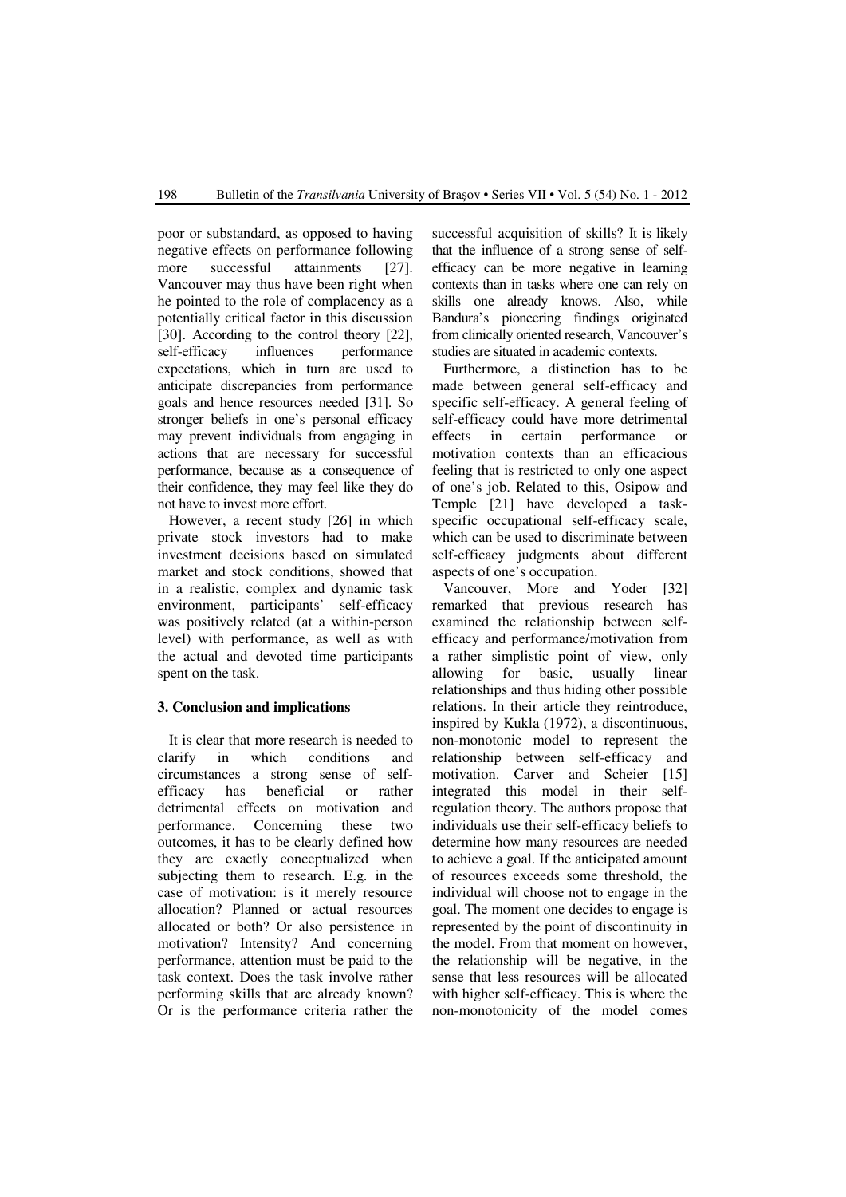poor or substandard, as opposed to having negative effects on performance following more successful attainments [27]. Vancouver may thus have been right when he pointed to the role of complacency as a potentially critical factor in this discussion [30]. According to the control theory [22], self-efficacy influences performance expectations, which in turn are used to anticipate discrepancies from performance goals and hence resources needed [31]. So stronger beliefs in one's personal efficacy may prevent individuals from engaging in actions that are necessary for successful performance, because as a consequence of their confidence, they may feel like they do not have to invest more effort.

However, a recent study [26] in which private stock investors had to make investment decisions based on simulated market and stock conditions, showed that in a realistic, complex and dynamic task environment, participants' self-efficacy was positively related (at a within-person level) with performance, as well as with the actual and devoted time participants spent on the task.

## 3. Conclusion and implications

It is clear that more research is needed to clarify in which conditions and circumstances a strong sense of self-efficacy has beneficial or rather detrimental effects on motivation and performance. Concerning these two outcomes, it has to be clearly defined how they are exactly conceptualized when subjecting them to research. E.g. in the case of motivation: is it merely resource allocation? Planned or actual resources allocated or both? Or also persistence in motivation? Intensity? And concerning performance, attention must be paid to the task context. Does the task involve rather performing skills that are already known? Or is the performance criteria rather the successful acquisition of skills? It is likely that the influence of a strong sense of self-efficacy can be more negative in learning contexts than in tasks where one can rely on skills one already knows. Also, while Bandura's pioneering findings originated from clinically oriented research, Vancouver's studies are situated in academic contexts.

Furthermore, a distinction has to be made between general self-efficacy and specific self-efficacy. A general feeling of self-efficacy could have more detrimental effects in certain performance or motivation contexts than an efficacious feeling that is restricted to only one aspect of one's job. Related to this, Osipow and Temple [21] have developed a task-specific occupational self-efficacy scale, which can be used to discriminate between self-efficacy judgments about different aspects of one's occupation.

Vancouver, More and Yoder [32] remarked that previous research has examined the relationship between self-efficacy and performance/motivation from a rather simplistic point of view, only allowing for basic, usually linear relationships and thus hiding other possible relations. In their article they reintroduce, inspired by Kukla (1972), a discontinuous, non-monotonic model to represent the relationship between self-efficacy and motivation. Carver and Scheier [15] integrated this model in their self-regulation theory. The authors propose that individuals use their self-efficacy beliefs to determine how many resources are needed to achieve a goal. If the anticipated amount of resources exceeds some threshold, the individual will choose not to engage in the goal. The moment one decides to engage is represented by the point of discontinuity in the model. From that moment on however, the relationship will be negative, in the sense that less resources will be allocated with higher self-efficacy. This is where the non-monotonicity of the model comes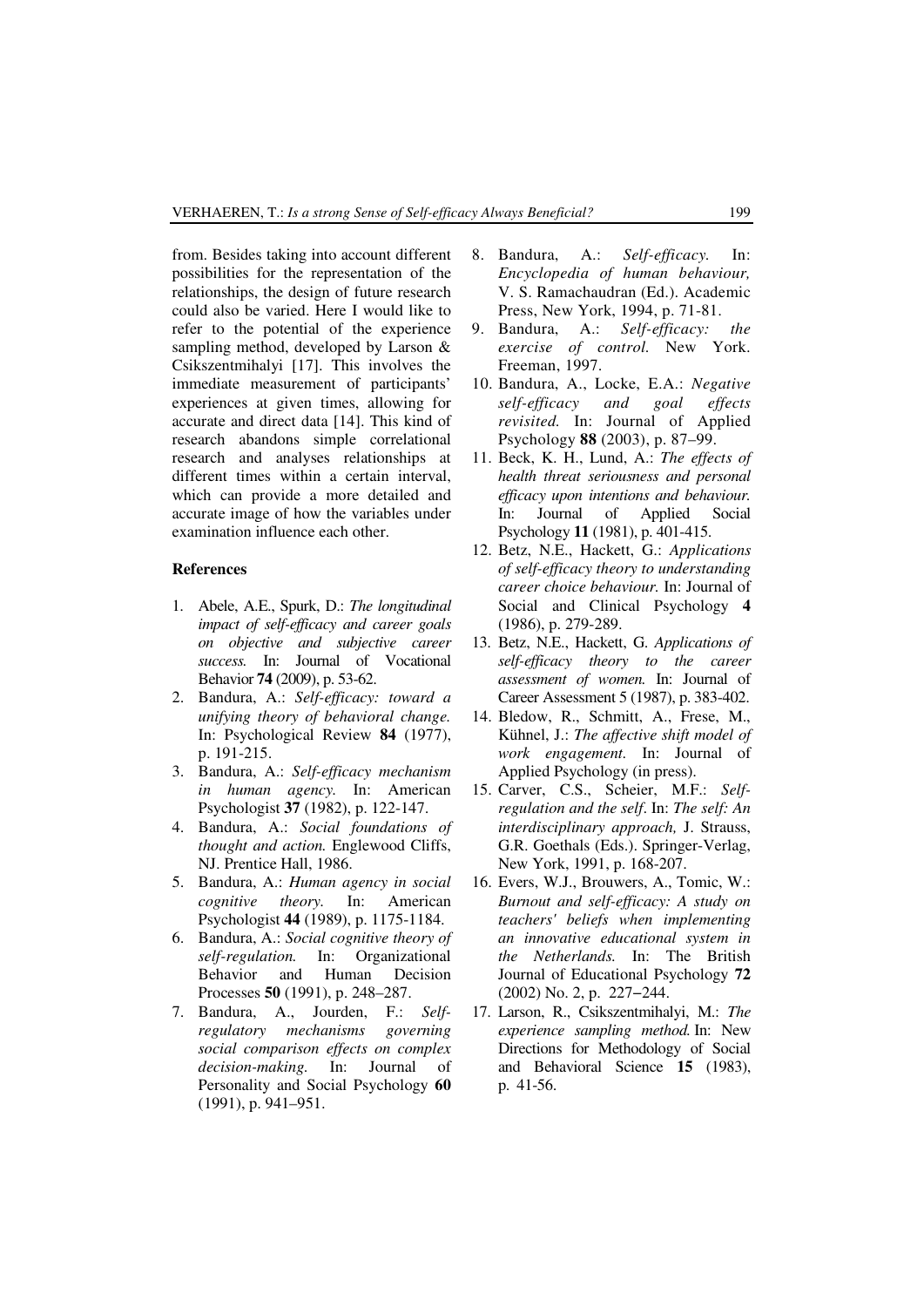from. Besides taking into account different possibilities for the representation of the relationships, the design of future research could also be varied. Here I would like to refer to the potential of the experience sampling method, developed by Larson & Csikszentmihalyi [17]. This involves the immediate measurement of participants' experiences at given times, allowing for accurate and direct data [14]. This kind of research abandons simple correlational research and analyses relationships at different times within a certain interval, which can provide a more detailed and accurate image of how the variables under examination influence each other.

## References

1. Abele, A.E., Spurk, D.: *The longitudinal impact of self-efficacy and career goals on objective and subjective career success.* In: Journal of Vocational Behavior **74** (2009), p. 53-62.
2. Bandura, A.: *Self-efficacy: toward a unifying theory of behavioral change.* In: Psychological Review **84** (1977), p. 191-215.
3. Bandura, A.: *Self-efficacy mechanism in human agency.* In: American Psychologist **37** (1982), p. 122-147.
4. Bandura, A.: *Social foundations of thought and action.* Englewood Cliffs, NJ. Prentice Hall, 1986.
5. Bandura, A.: *Human agency in social cognitive theory.* In: American Psychologist **44** (1989), p. 1175-1184.
6. Bandura, A.: *Social cognitive theory of self-regulation.* In: Organizational Behavior and Human Decision Processes **50** (1991), p. 248–287.
7. Bandura, A., Jourden, F.: *Self-regulatory mechanisms governing social comparison effects on complex decision-making.* In: Journal of Personality and Social Psychology **60** (1991), p. 941–951.
8. Bandura, A.: *Self-efficacy.* In: *Encyclopedia of human behaviour,* V. S. Ramachaudran (Ed.). Academic Press, New York, 1994, p. 71-81.
9. Bandura, A.: *Self-efficacy: the exercise of control.* New York. Freeman, 1997.
10. Bandura, A., Locke, E.A.: *Negative self-efficacy and goal effects revisited.* In: Journal of Applied Psychology **88** (2003), p. 87–99.
11. Beck, K. H., Lund, A.: *The effects of health threat seriousness and personal efficacy upon intentions and behaviour.* In: Journal of Applied Social Psychology **11** (1981), p. 401-415.
12. Betz, N.E., Hackett, G.: *Applications of self-efficacy theory to understanding career choice behaviour.* In: Journal of Social and Clinical Psychology **4** (1986), p. 279-289.
13. Betz, N.E., Hackett, G. *Applications of self-efficacy theory to the career assessment of women.* In: Journal of Career Assessment 5 (1987), p. 383-402.
14. Bledow, R., Schmitt, A., Frese, M., Kühnel, J.: *The affective shift model of work engagement.* In: Journal of Applied Psychology (in press).
15. Carver, C.S., Scheier, M.F.: *Self-regulation and the self*. In: *The self: An interdisciplinary approach,* J. Strauss, G.R. Goethals (Eds.). Springer-Verlag, New York, 1991, p. 168-207.
16. Evers, W.J., Brouwers, A., Tomic, W.: *Burnout and self-efficacy: A study on teachers' beliefs when implementing an innovative educational system in the Netherlands.* In: The British Journal of Educational Psychology **72** (2002) No. 2, p. 227–244.
17. Larson, R., Csikszentmihalyi, M.: *The experience sampling method.* In: New Directions for Methodology of Social and Behavioral Science **15** (1983), p. 41-56.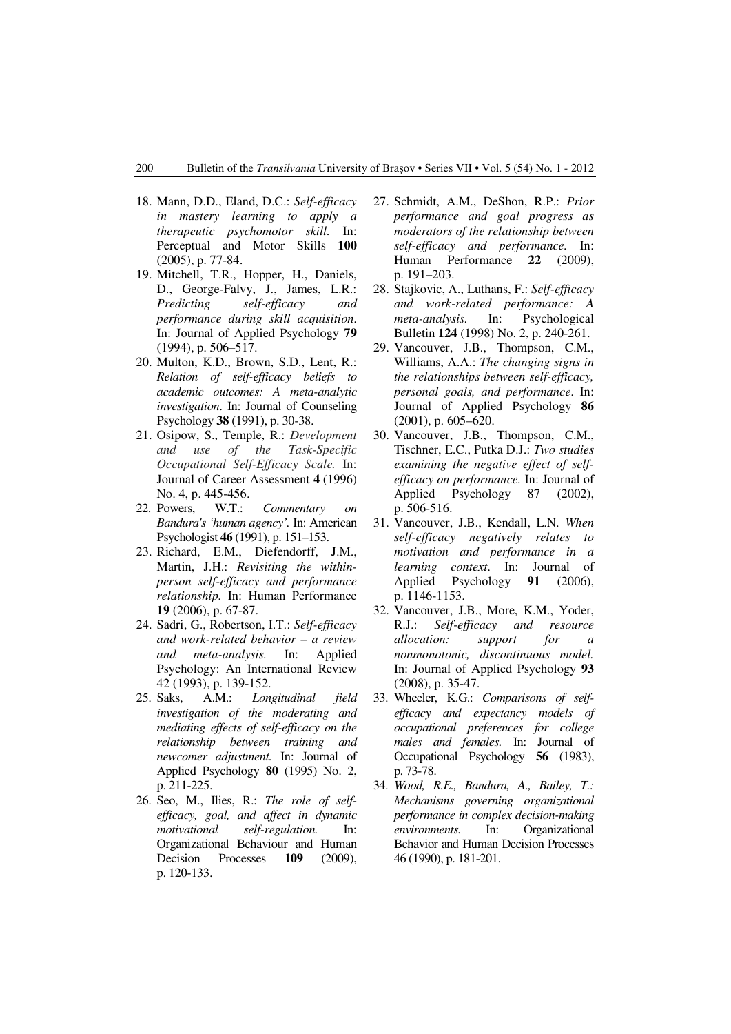18. Mann, D.D., Eland, D.C.: *Self-efficacy in mastery learning to apply a therapeutic psychomotor skill.* In: Perceptual and Motor Skills **100** (2005), p. 77-84.
19. Mitchell, T.R., Hopper, H., Daniels, D., George-Falvy, J., James, L.R.: *Predicting self-efficacy and performance during skill acquisition.* In: Journal of Applied Psychology **79** (1994), p. 506–517.
20. Multon, K.D., Brown, S.D., Lent, R.: *Relation of self-efficacy beliefs to academic outcomes: A meta-analytic investigation.* In: Journal of Counseling Psychology **38** (1991), p. 30-38.
21. Osipow, S., Temple, R.: *Development and use of the Task-Specific Occupational Self-Efficacy Scale.* In: Journal of Career Assessment **4** (1996) No. 4, p. 445-456.
22. Powers, W.T.: *Commentary on Bandura's 'human agency'.* In: American Psychologist **46** (1991), p. 151–153.
23. Richard, E.M., Diefendorff, J.M., Martin, J.H.: *Revisiting the within-person self-efficacy and performance relationship.* In: Human Performance **19** (2006), p. 67-87.
24. Sadri, G., Robertson, I.T.: *Self-efficacy and work-related behavior – a review and meta-analysis.* In: Applied Psychology: An International Review 42 (1993), p. 139-152.
25. Saks, A.M.: *Longitudinal field investigation of the moderating and mediating effects of self-efficacy on the relationship between training and newcomer adjustment.* In: Journal of Applied Psychology **80** (1995) No. 2, p. 211-225.
26. Seo, M., Ilies, R.: *The role of self-efficacy, goal, and affect in dynamic motivational self-regulation.* In: Organizational Behaviour and Human Decision Processes **109** (2009), p. 120-133.
27. Schmidt, A.M., DeShon, R.P.: *Prior performance and goal progress as moderators of the relationship between self-efficacy and performance.* In: Human Performance **22** (2009), p. 191–203.
28. Stajkovic, A., Luthans, F.: *Self-efficacy and work-related performance: A meta-analysis.* In: Psychological Bulletin **124** (1998) No. 2, p. 240-261.
29. Vancouver, J.B., Thompson, C.M., Williams, A.A.: *The changing signs in the relationships between self-efficacy, personal goals, and performance*. In: Journal of Applied Psychology **86** (2001), p. 605–620.
30. Vancouver, J.B., Thompson, C.M., Tischner, E.C., Putka D.J.: *Two studies examining the negative effect of self-efficacy on performance.* In: Journal of Applied Psychology 87 (2002), p. 506-516.
31. Vancouver, J.B., Kendall, L.N. *When self-efficacy negatively relates to motivation and performance in a learning context*. In: Journal of Applied Psychology **91** (2006), p. 1146-1153.
32. Vancouver, J.B., More, K.M., Yoder, R.J.: *Self-efficacy and resource allocation: support for a nonmonotonic, discontinuous model.* In: Journal of Applied Psychology **93** (2008), p. 35-47.
33. Wheeler, K.G.: *Comparisons of self-efficacy and expectancy models of occupational preferences for college males and females.* In: Journal of Occupational Psychology **56** (1983), p. 73-78.
34. *Wood, R.E., Bandura, A., Bailey, T.: Mechanisms governing organizational performance in complex decision-making environments.* In: Organizational Behavior and Human Decision Processes 46 (1990), p. 181-201.